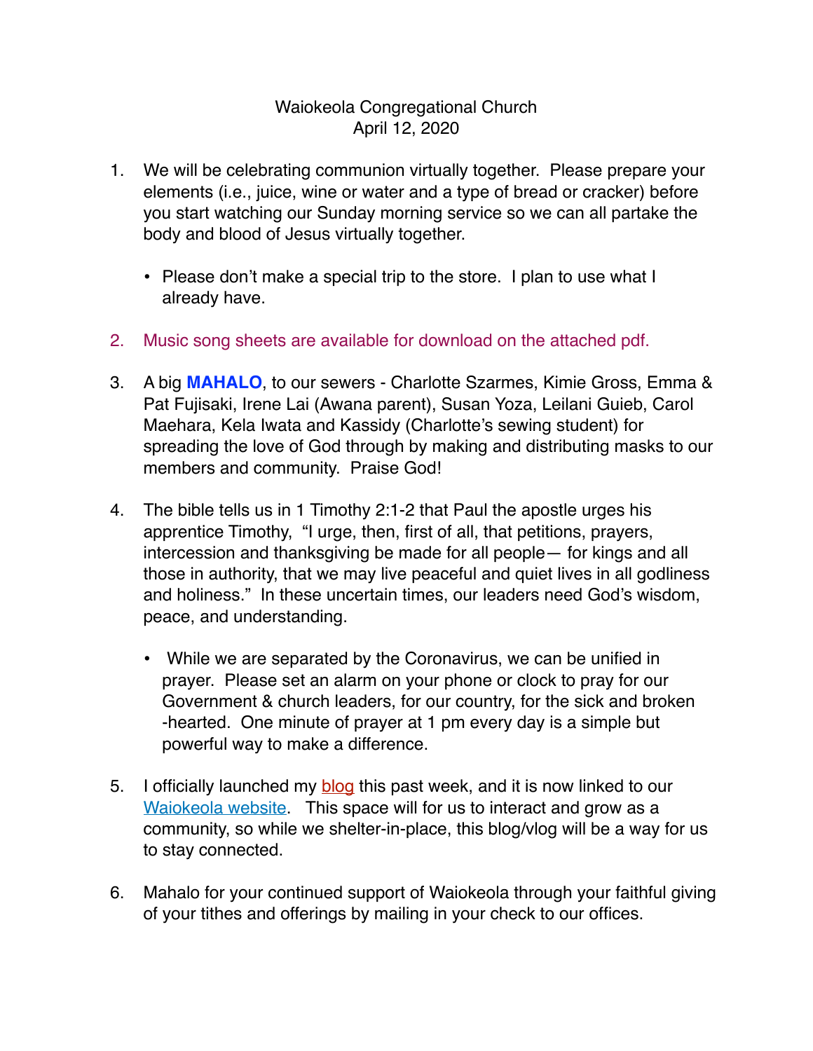Waiokeola Congregational Church
April 12, 2020

1. We will be celebrating communion virtually together. Please prepare your elements (i.e., juice, wine or water and a type of bread or cracker) before you start watching our Sunday morning service so we can all partake the body and blood of Jesus virtually together.

   - Please don't make a special trip to the store. I plan to use what I already have.

2. Music song sheets are available for download on the attached pdf.

3. A big **MAHALO**, to our sewers - Charlotte Szarmes, Kimie Gross, Emma & Pat Fujisaki, Irene Lai (Awana parent), Susan Yoza, Leilani Guieb, Carol Maehara, Kela Iwata and Kassidy (Charlotte's sewing student) for spreading the love of God through by making and distributing masks to our members and community. Praise God!

4. The bible tells us in 1 Timothy 2:1-2 that Paul the apostle urges his apprentice Timothy, "I urge, then, first of all, that petitions, prayers, intercession and thanksgiving be made for all people— for kings and all those in authority, that we may live peaceful and quiet lives in all godliness and holiness." In these uncertain times, our leaders need God's wisdom, peace, and understanding.

   - While we are separated by the Coronavirus, we can be unified in prayer. Please set an alarm on your phone or clock to pray for our Government & church leaders, for our country, for the sick and broken -hearted. One minute of prayer at 1 pm every day is a simple but powerful way to make a difference.

5. I officially launched my blog this past week, and it is now linked to our Waiokeola website. This space will for us to interact and grow as a community, so while we shelter-in-place, this blog/vlog will be a way for us to stay connected.

6. Mahalo for your continued support of Waiokeola through your faithful giving of your tithes and offerings by mailing in your check to our offices.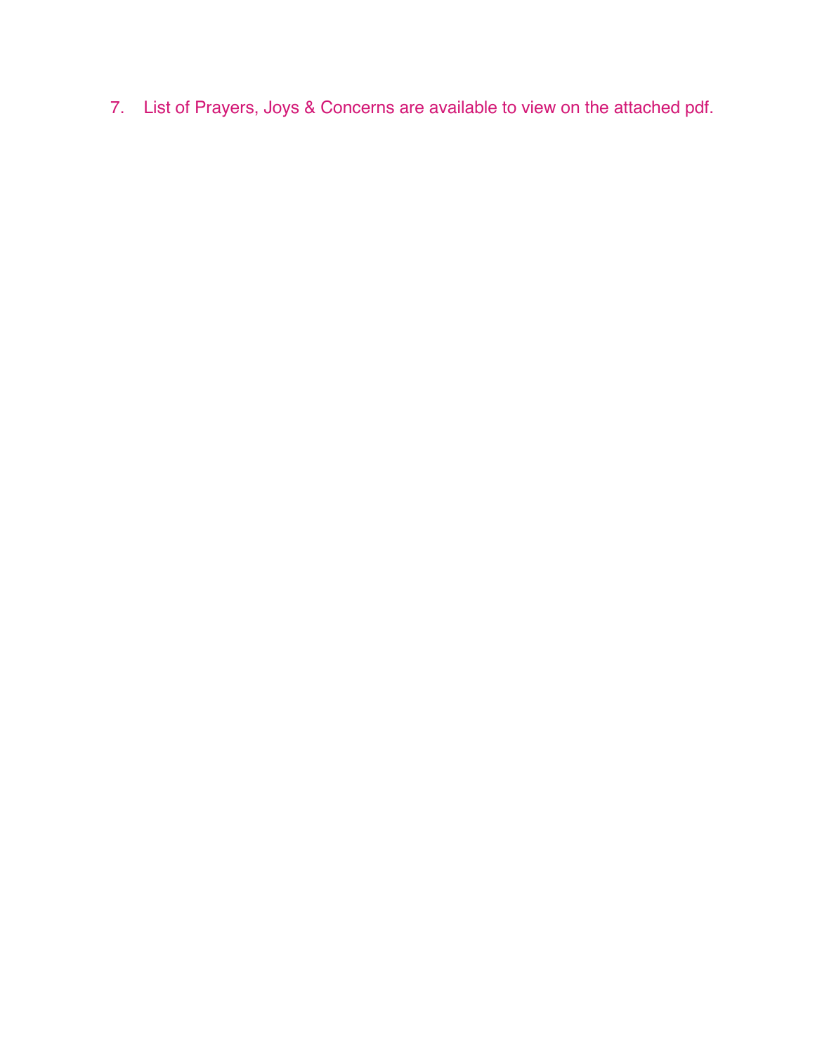7. List of Prayers, Joys & Concerns are available to view on the attached pdf.